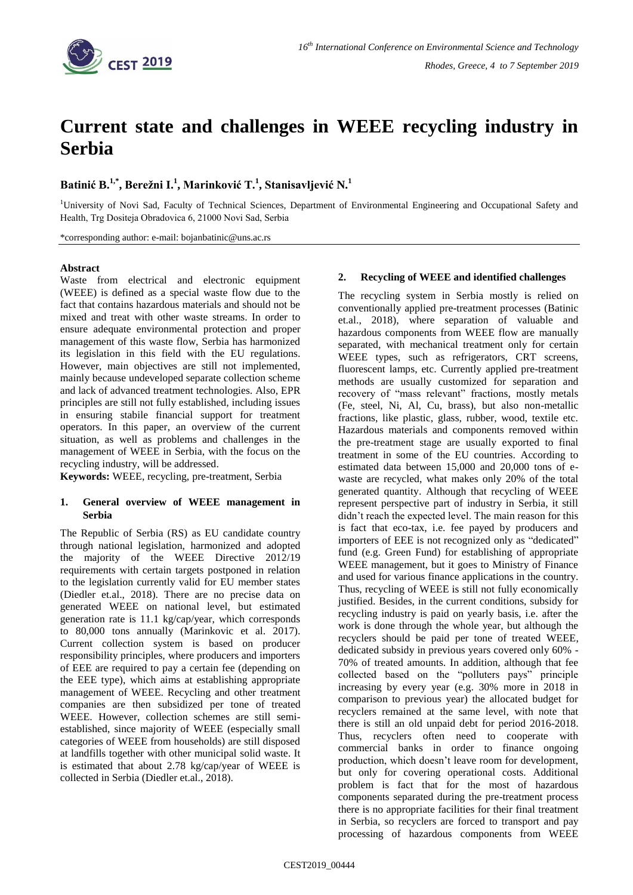# Current state and challenges in WEEE recycling industry in Serbia

**Batinić B.[1,*], Berežni I.[1], Marinković T.[1], Stanisavljević N.[1]**

[1]University of Novi Sad, Faculty of Technical Sciences, Department of Environmental Engineering and Occupational Safety and Health, Trg Dositeja Obradovica 6, 21000 Novi Sad, Serbia

*corresponding author: e-mail: bojanbatinic@uns.ac.rs

**Abstract**

Waste from electrical and electronic equipment (WEEE) is defined as a special waste flow due to the fact that contains hazardous materials and should not be mixed and treat with other waste streams. In order to ensure adequate environmental protection and proper management of this waste flow, Serbia has harmonized its legislation in this field with the EU regulations. However, main objectives are still not implemented, mainly because undeveloped separate collection scheme and lack of advanced treatment technologies. Also, EPR principles are still not fully established, including issues in ensuring stabile financial support for treatment operators. In this paper, an overview of the current situation, as well as problems and challenges in the management of WEEE in Serbia, with the focus on the recycling industry, will be addressed.

**Keywords:** WEEE, recycling, pre-treatment, Serbia

## 1. General overview of WEEE management in Serbia

The Republic of Serbia (RS) as EU candidate country through national legislation, harmonized and adopted the majority of the WEEE Directive 2012/19 requirements with certain targets postponed in relation to the legislation currently valid for EU member states (Diedler et.al., 2018). There are no precise data on generated WEEE on national level, but estimated generation rate is 11.1 kg/cap/year, which corresponds to 80,000 tons annually (Marinkovic et al. 2017). Current collection system is based on producer responsibility principles, where producers and importers of EEE are required to pay a certain fee (depending on the EEE type), which aims at establishing appropriate management of WEEE. Recycling and other treatment companies are then subsidized per tone of treated WEEE. However, collection schemes are still semi-established, since majority of WEEE (especially small categories of WEEE from households) are still disposed at landfills together with other municipal solid waste. It is estimated that about 2.78 kg/cap/year of WEEE is collected in Serbia (Diedler et.al., 2018).

## 2. Recycling of WEEE and identified challenges

The recycling system in Serbia mostly is relied on conventionally applied pre-treatment processes (Batinic et.al., 2018), where separation of valuable and hazardous components from WEEE flow are manually separated, with mechanical treatment only for certain WEEE types, such as refrigerators, CRT screens, fluorescent lamps, etc. Currently applied pre-treatment methods are usually customized for separation and recovery of "mass relevant" fractions, mostly metals (Fe, steel, Ni, Al, Cu, brass), but also non-metallic fractions, like plastic, glass, rubber, wood, textile etc. Hazardous materials and components removed within the pre-treatment stage are usually exported to final treatment in some of the EU countries. According to estimated data between 15,000 and 20,000 tons of e-waste are recycled, what makes only 20% of the total generated quantity. Although that recycling of WEEE represent perspective part of industry in Serbia, it still didn't reach the expected level. The main reason for this is fact that eco-tax, i.e. fee payed by producers and importers of EEE is not recognized only as "dedicated" fund (e.g. Green Fund) for establishing of appropriate WEEE management, but it goes to Ministry of Finance and used for various finance applications in the country. Thus, recycling of WEEE is still not fully economically justified. Besides, in the current conditions, subsidy for recycling industry is paid on yearly basis, i.e. after the work is done through the whole year, but although the recyclers should be paid per tone of treated WEEE, dedicated subsidy in previous years covered only 60% - 70% of treated amounts. In addition, although that fee collected based on the "polluters pays" principle increasing by every year (e.g. 30% more in 2018 in comparison to previous year) the allocated budget for recyclers remained at the same level, with note that there is still an old unpaid debt for period 2016-2018. Thus, recyclers often need to cooperate with commercial banks in order to finance ongoing production, which doesn't leave room for development, but only for covering operational costs. Additional problem is fact that for the most of hazardous components separated during the pre-treatment process there is no appropriate facilities for their final treatment in Serbia, so recyclers are forced to transport and pay processing of hazardous components from WEEE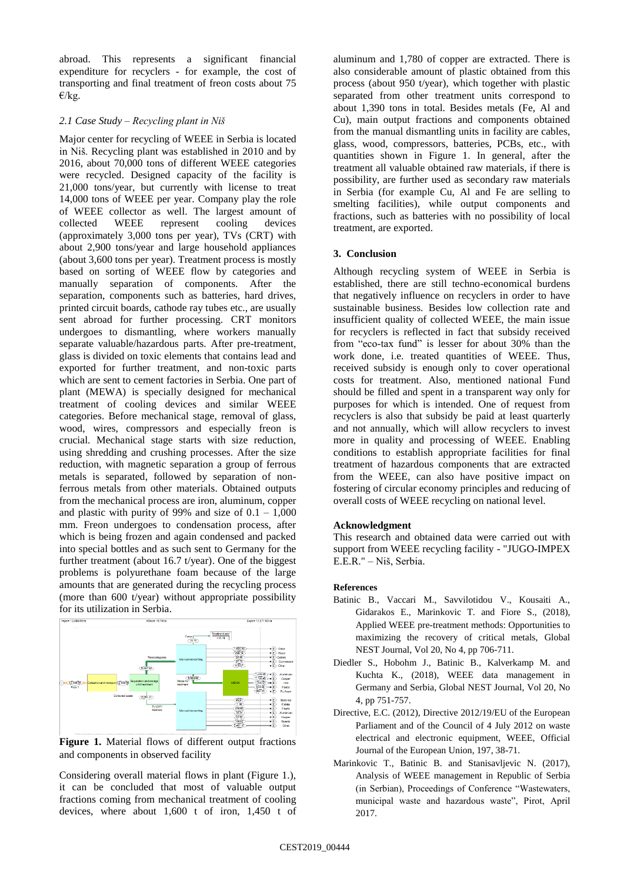abroad. This represents a significant financial expenditure for recyclers - for example, the cost of transporting and final treatment of freon costs about 75 €/kg.

### *2.1 Case Study – Recycling plant in Niš*

Major center for recycling of WEEE in Serbia is located in Niš. Recycling plant was established in 2010 and by 2016, about 70,000 tons of different WEEE categories were recycled. Designed capacity of the facility is 21,000 tons/year, but currently with license to treat 14,000 tons of WEEE per year. Company play the role of WEEE collector as well. The largest amount of collected WEEE represent cooling devices (approximately 3,000 tons per year), TVs (CRT) with about 2,900 tons/year and large household appliances (about 3,600 tons per year). Treatment process is mostly based on sorting of WEEE flow by categories and manually separation of components. After the separation, components such as batteries, hard drives, printed circuit boards, cathode ray tubes etc., are usually sent abroad for further processing. CRT monitors undergoes to dismantling, where workers manually separate valuable/hazardous parts. After pre-treatment, glass is divided on toxic elements that contains lead and exported for further treatment, and non-toxic parts which are sent to cement factories in Serbia. One part of plant (MEWA) is specially designed for mechanical treatment of cooling devices and similar WEEE categories. Before mechanical stage, removal of glass, wood, wires, compressors and especially freon is crucial. Mechanical stage starts with size reduction, using shredding and crushing processes. After the size reduction, with magnetic separation a group of ferrous metals is separated, followed by separation of non-ferrous metals from other materials. Obtained outputs from the mechanical process are iron, aluminum, copper and plastic with purity of 99% and size of 0.1 – 1,000 mm. Freon undergoes to condensation process, after which is being frozen and again condensed and packed into special bottles and as such sent to Germany for the further treatment (about 16.7 t/year). One of the biggest problems is polyurethane foam because of the large amounts that are generated during the recycling process (more than 600 t/year) without appropriate possibility for its utilization in Serbia.

**Figure 1.** Material flows of different output fractions and components in observed facility

Considering overall material flows in plant (Figure 1.), it can be concluded that most of valuable output fractions coming from mechanical treatment of cooling devices, where about 1,600 t of iron, 1,450 t of aluminum and 1,780 of copper are extracted. There is also considerable amount of plastic obtained from this process (about 950 t/year), which together with plastic separated from other treatment units correspond to about 1,390 tons in total. Besides metals (Fe, Al and Cu), main output fractions and components obtained from the manual dismantling units in facility are cables, glass, wood, compressors, batteries, PCBs, etc., with quantities shown in Figure 1. In general, after the treatment all valuable obtained raw materials, if there is possibility, are further used as secondary raw materials in Serbia (for example Cu, Al and Fe are selling to smelting facilities), while output components and fractions, such as batteries with no possibility of local treatment, are exported.

## 3. Conclusion

Although recycling system of WEEE in Serbia is established, there are still techno-economical burdens that negatively influence on recyclers in order to have sustainable business. Besides low collection rate and insufficient quality of collected WEEE, the main issue for recyclers is reflected in fact that subsidy received from "eco-tax fund" is lesser for about 30% than the work done, i.e. treated quantities of WEEE. Thus, received subsidy is enough only to cover operational costs for treatment. Also, mentioned national Fund should be filled and spent in a transparent way only for purposes for which is intended. One of request from recyclers is also that subsidy be paid at least quarterly and not annually, which will allow recyclers to invest more in quality and processing of WEEE. Enabling conditions to establish appropriate facilities for final treatment of hazardous components that are extracted from the WEEE, can also have positive impact on fostering of circular economy principles and reducing of overall costs of WEEE recycling on national level.

#### Acknowledgment

This research and obtained data were carried out with support from WEEE recycling facility - "JUGO-IMPEX E.E.R." – Niš, Serbia.

#### References

Batinic B., Vaccari M., Savvilotidou V., Kousaiti A., Gidarakos E., Marinkovic T. and Fiore S., (2018), Applied WEEE pre-treatment methods: Opportunities to maximizing the recovery of critical metals, Global NEST Journal, Vol 20, No 4, pp 706-711.

Diedler S., Hobohm J., Batinic B., Kalverkamp M. and Kuchta K., (2018), WEEE data management in Germany and Serbia, Global NEST Journal, Vol 20, No 4, pp 751-757.

Directive, E.C. (2012), Directive 2012/19/EU of the European Parliament and of the Council of 4 July 2012 on waste electrical and electronic equipment, WEEE, Official Journal of the European Union, 197, 38-71.

Marinkovic T., Batinic B. and Stanisavljevic N. (2017), Analysis of WEEE management in Republic of Serbia (in Serbian), Proceedings of Conference "Wastewaters, municipal waste and hazardous waste", Pirot, April 2017.